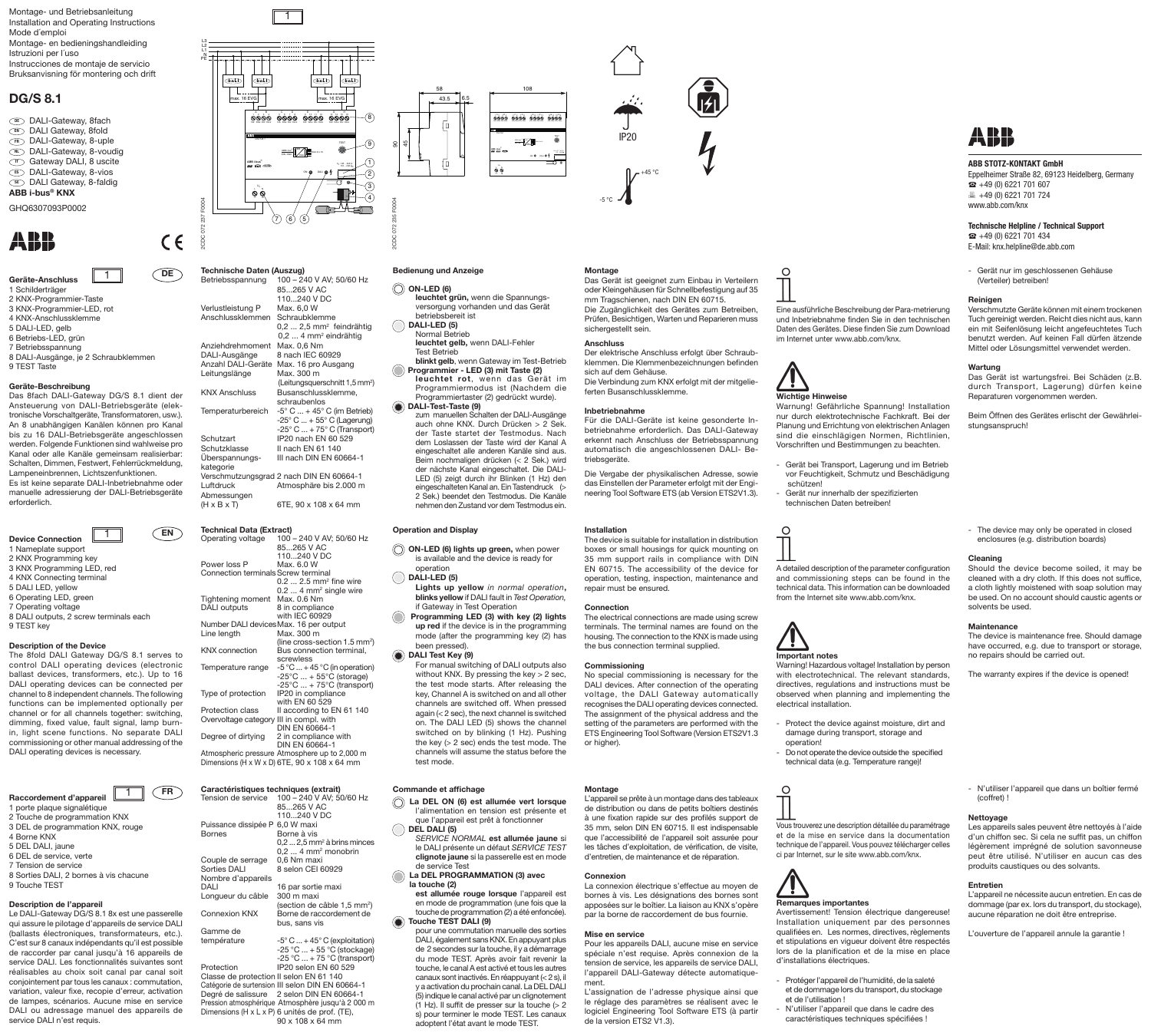Montage- und Betriebsanleitung
Installation and Operating Instructions
Mode d'emploi
Montage- en bedieningshandleiding
Istruzioni per l'uso
Instrucciones de montaje de servicio
Bruksanvisning för montering och drift

# DG/S 8.1

- DE DALI-Gateway, 8fach
- EN DALI Gateway, 8fold
- FR DALI-Gateway, 8-uple
- NL DALI-Gateway, 8-voudig
- IT Gateway DALI, 8 uscite
- ES DALI-Gateway, 8-vios
- SE DALI Gateway, 8-faldig

**ABB i-bus® KNX**

GHQ6307093P0002

ABB STOTZ-KONTAKT GmbH
Eppelheimer Straße 82, 69123 Heidelberg, Germany
☎ +49 (0) 6221 701 607
+49 (0) 6221 701 724
www.abb.com/knx

**Technische Helpline / Technical Support**
☎ +49 (0) 6221 701 434
E-Mail: knx.helpline@de.abb.com

## DE

### Geräte-Anschluss 1

1 Schildträger
2 KNX-Programmier-Taste
3 KNX-Programmier-LED, rot
4 KNX-Anschlussklemme
5 DALI-LED, gelb
6 Betriebs-LED, grün
7 Betriebsspannung
8 DALI-Ausgänge, je 2 Schraubklemmen
9 TEST Taste

### Geräte-Beschreibung

Das 8fach DALI-Gateway DG/S 8.1 dient der Ansteuerung von DALI-Betriebsgeräte (elektronische Vorschaltgeräte, Transformatoren, usw.). An 8 unabhängigen Kanälen können pro Kanal bis zu 16 DALI-Betriebsgeräte angeschlossen werden. Folgende Funktionen sind wahlweise pro Kanal oder alle Kanäle gemeinsam realisierbar: Schalten, Dimmen, Festwert, Fehlerrückmeldung, Lampeneinbrennen, Lichtszenenfunktionen.
Es ist keine separate DALI-Inbetriebnahme oder manuelle adressierung der DALI-Betriebsgeräte erforderlich.

### Technische Daten (Auszug)

| | |
|---|---|
| Betriebsspannung | 100 – 240 V AV; 50/60 Hz<br>85...265 V AC<br>110...240 V DC |
| Verlustleistung P | Max. 6,0 W |
| Anschlussklemmen | Schraubklemme<br>0,2 ... 2,5 mm² feindrähtig<br>0,2 ... 4 mm² eindrähtig |
| Anziehdrehmoment | Max. 0,6 Nm |
| DALI-Ausgänge | 8 nach IEC 60929 |
| Anzahl DALI-Geräte | Max. 16 pro Ausgang |
| Leitungslänge | Max. 300 m<br>(Leitungsquerschnitt 1,5 mm²) |
| KNX Anschluss | Busanschlussklemme, schraubenlos |
| Temperaturbereich | -5° C ... + 45° C (im Betrieb)<br>-25° C ... + 55° C (Lagerung)<br>-25° C ... + 75° C (Transport) |
| Schutzart | IP20 nach EN 60 529 |
| Schutzklasse | II nach EN 61 140 |
| Überspannungs-kategorie | III nach DIN EN 60664-1 |
| Verschmutzungsgrad | 2 nach DIN EN 60664-1 |
| Luftdruck | Atmosphäre bis 2.000 m |
| Abmessungen (H x B x T) | 6TE, 90 x 108 x 64 mm |

### Bedienung und Anzeige

- **ON-LED (6)**
  **leuchtet grün,** wenn die Spannungsversorgung vorhanden und das Gerät betriebsbereit ist
- **DALI-LED (5)**
  Normal Betrieb
  **leuchtet gelb,** wenn DALI-Fehler
  Test Betrieb
  **blinkt gelb**, wenn Gateway im Test-Betrieb
- **Programmier - LED (3) mit Taste (2)**
  **leuchtet rot**, wenn das Gerät im Programmiermodus ist (Nachdem die Programmiertaster (2) gedrückt wurde).
- **DALI-Test-Taste (9)**
  zum manuellen Schalten der DALI-Ausgänge auch ohne KNX. Durch Drücken > 2 Sek. der Taste startet der Testmodus. Nach dem Loslassen der Taste wird der Kanal A eingeschaltet alle anderen Kanäle sind aus. Beim nochmaligen drücken (< 2 Sek.) wird der nächste Kanal eingeschaltet. Die DALI-LED (5) zeigt durch ihr Blinken (1 Hz) den eingeschalteten Kanal an. Ein Tastendruck (> 2 Sek.) beendet den Testmodus. Die Kanäle nehmen den Zustand vor dem Testmodus ein.

### Montage

Das Gerät ist geeignet zum Einbau in Verteilern oder Kleingehäusen für Schnellbefestigung auf 35 mm Tragschienen, nach DIN EN 60715.
Die Zugänglichkeit des Gerätes zum Betreiben, Prüfen, Besichtigen, Warten und Reparieren muss sichergestellt sein.

### Anschluss

Der elektrische Anschluss erfolgt über Schraubklemmen. Die Klemmenbezeichnungen befinden sich auf dem Gehäuse.
Die Verbindung zum KNX erfolgt mit der mitgelieferten Busanschlussklemme.

### Inbetriebnahme

Für die DALI-Geräte ist keine gesonderte Inbetriebnahme erforderlich. Das DALI-Gateway erkennt nach Anschluss der Betriebsspannung automatisch die angeschlossenen DALI- Betriebsgeräte.

Die Vergabe der physikalischen Adresse, sowie das Einstellen der Parameter erfolgt mit der Engineering Tool Software ETS (ab Version ETS2V1.3).

Eine ausführliche Beschreibung der Para-metrierung und Inbetriebnahme finden Sie in den technischen Daten des Gerätes. Diese finden Sie zum Download im Internet unter www.abb.com/knx.

### Wichtige Hinweise

Warnung! Gefährliche Spannung! Installation nur durch elektrotechnische Fachkraft. Bei der Planung und Errichtung von elektrischen Anlagen sind die einschlägigen Normen, Richtlinien, Vorschriften und Bestimmungen zu beachten.

- Gerät bei Transport, Lagerung und im Betrieb vor Feuchtigkeit, Schmutz und Beschädigung schützen!
- Gerät nur innerhalb der spezifizierten technischen Daten betreiben!
- Gerät nur im geschlossenen Gehäuse (Verteiler) betreiben!

### Reinigen

Verschmutzte Geräte können mit einem trockenen Tuch gereinigt werden. Reicht dies nicht aus, kann ein mit Seifenlösung leicht angefeuchtetes Tuch benutzt werden. Auf keinen Fall dürfen ätzende Mittel oder Lösungsmittel verwendet werden.

### Wartung

Das Gerät ist wartungsfrei. Bei Schäden (z.B. durch Transport, Lagerung) dürfen keine Reparaturen vorgenommen werden.

Beim Öffnen des Gerätes erlischt der Gewährleistungsanspruch!

## EN

### Device Connection 1

1 Nameplate support
2 KNX Programming key
3 KNX Programming LED, red
4 KNX Connecting terminal
5 DALI LED, yellow
6 Operating LED, green
7 Operating voltage
8 DALI outputs, 2 screw terminals each
9 TEST key

### Description of the Device

The 8fold DALI Gateway DG/S 8.1 serves to control DALI operating devices (electronic ballast devices, transformers, etc.). Up to 16 DALI operating devices can be connected per channel to 8 independent channels. The following functions can be implemented optionally per channel or for all channels together: switching, dimming, fixed value, fault signal, lamp burn-in, light scene functions. No separate DALI commissioning or other manual addressing of the DALI operating devices is necessary.

### Technical Data (Extract)

| | |
|---|---|
| Operating voltage | 100 – 240 V AV; 50/60 Hz<br>85...265 V AC<br>110...240 V DC |
| Power loss P | Max. 6.0 W |
| Connection terminals | Screw terminal<br>0.2 ... 2.5 mm² fine wire<br>0.2 ... 4 mm² single wire |
| Tightening moment | Max. 0.6 Nm |
| DALI outputs | 8 in compliance with IEC 60929 |
| Number DALI devices | Max. 16 per output |
| Line length | Max. 300 m<br>(line cross-section 1.5 mm²) |
| KNX connection | Bus connection terminal, screwless |
| Temperature range | -5 °C ... + 45 °C (in operation)<br>-25°C ... + 55°C (storage)<br>-25°C ... + 75°C (transport) |
| Type of protection | IP20 in compliance with EN 60 529 |
| Protection class | II according to EN 61 140 |
| Overvoltage category | III in compl. with DIN EN 60664-1 |
| Degree of dirtying | 2 in compliance with DIN EN 60664-1 |
| Atmospheric pressure | Atmosphere up to 2,000 m |
| Dimensions (H x W x D) | 6TE, 90 x 108 x 64 mm |

### Operation and Display

- **ON-LED (6) lights up green,** when power is available and the device is ready for operation
- **DALI-LED (5)**
  **Lights up yellow** *in normal operation*, **blinks yellow** if DALI fault in *Test Operation*, if Gateway in Test Operation
- **Programming LED (3) with key (2) lights up red** if the device is in the programming mode (after the programming key (2) has been pressed).
- **DALI Test Key (9)**
  For manual switching of DALI outputs also without KNX. By pressing the key > 2 sec, the test mode starts. After releasing the key, Channel A is switched on and all other channels are switched off. When pressed again (< 2 sec), the next channel is switched on. The DALI LED (5) shows the channel switched on by blinking (1 Hz). Pushing the key (> 2 sec) ends the test mode. The channels will assume the status before the test mode.

### Installation

The device is suitable for installation in distribution boxes or small housings for quick mounting on 35 mm support rails in compliance with DIN EN 60715. The accessibility of the device for operation, testing, inspection, maintenance and repair must be ensured.

### Connection

The electrical connections are made using screw terminals. The terminal names are found on the housing. The connection to the KNX is made using the bus connection terminal supplied.

### Commissioning

No special commissioning is necessary for the DALI devices. After connection of the operating voltage, the DALI Gateway automatically recognises the DALI operating devices connected. The assignment of the physical address and the setting of the parameters are performed with the ETS Engineering Tool Software (Version ETS2V1.3 or higher).

A detailed description of the parameter configuration and commissioning steps can be found in the technical data. This information can be downloaded from the Internet site www.abb.com/knx.

### Important notes

Warning! Hazardous voltage! Installation by person with electrotechnical. The relevant standards, directives, regulations and instructions must be observed when planning and implementing the electrical installation.

- Protect the device against moisture, dirt and damage during transport, storage and operation!
- Do not operate the device outside the specified technical data (e.g. Temperature range)!
- The device may only be operated in closed enclosures (e.g. distribution boards)

### Cleaning

Should the device become soiled, it may be cleaned with a dry cloth. If this does not suffice, a cloth lightly moistened with soap solution may be used. On no account should caustic agents or solvents be used.

### Maintenance

The device is maintenance free. Should damage have occurred, e.g. due to transport or storage, no repairs should be carried out.

The warranty expires if the device is opened!

## FR

### Raccordement d'appareil 1

1 porte plaque signalétique
2 Touche de programmation KNX
3 DEL de programmation KNX, rouge
4 Borne KNX
5 DEL DALI, jaune
6 DEL de service, verte
7 Tension de service
8 Sorties DALI, 2 bornes à vis chacune
9 Touche TEST

### Description de l'appareil

Le DALI-Gateway DG/S 8.1 8x est une passerelle qui assure le pilotage d'appareils de service DALI (ballasts électroniques, transformateurs, etc.). C'est sur 8 canaux indépendants qu'il est possible de raccorder par canal jusqu'à 16 appareils de service DALI. Les fonctionnalités suivantes sont réalisables au choix soit canal par canal soit conjointement par tous les canaux : commutation, variation, valeur fixe, recopie d'erreur, activation de lampes, scénarios. Aucune mise en service DALI ou adressage manuel des appareils de service DALI n'est requis.

### Caractéristiques techniques (extrait)

| | |
|---|---|
| Tension de service | 100 – 240 V AV; 50/60 Hz<br>85...265 V AC<br>110...240 V DC |
| Puissance dissipée P | 6,0 W maxi |
| Bornes | Borne à vis<br>0,2 ... 2,5 mm² à brins minces<br>0,2 ... 4 mm² monobrin |
| Couple de serrage | 0,6 Nm maxi |
| Sorties DALI | 8 selon CEI 60929 |
| Nombre d'appareils DALI | 16 par sortie maxi |
| Longueur du câble | 300 m maxi<br>(section de câble 1,5 mm²) |
| Connexion KNX | Borne de raccordement de bus, sans vis |
| Gamme de température | -5°C ... + 45°C (exploitation)<br>-25 °C ... + 55 °C (stockage)<br>-25 °C ... + 75 °C (transport) |
| Protection | IP20 selon EN 60 529 |
| Classe de protection | II selon EN 61 140 |
| Catégorie de surtension | III selon DIN EN 60664-1 |
| Degré de salissure | 2 selon DIN EN 60664-1 |
| Pression atmosphérique | Atmosphère jusqu'à 2 000 m |
| Dimensions (H x L x P) | 6 unités de prof. (TE), 90 x 108 x 64 mm |

### Commande et affichage

- **La DEL ON (6) est allumée vert lorsque** l'alimentation en tension est présente et que l'appareil est prêt à fonctionner
- **DEL DALI (5)**
  *SERVICE NORMAL* **est allumée jaune** si la DEL DALI présente un défaut *SERVICE TEST* **clignote jaune** si la passerelle est en mode de service Test
- **La DEL PROGRAMMATION (3) avec la touche (2)**
  **est allumée rouge lorsque** l'appareil est en mode de programmation (une fois que la touche de programmation (2) a été enfoncée).
- **Touche TEST DALI (9)**
  pour une commutation manuelle des sorties DALI, également sans KNX. En appuyant plus de 2 secondes sur la touche, il y a démarrage du mode TEST. Après avoir fait revenir la touche, le canal A est activé et tous les autres canaux sont inactivés. En réappuyant (< 2 s), il y a activation du prochain canal. La DEL DALI (5) indique le canal activé par un clignotement (1 Hz). Il suffit de presser sur la touche (> 2 s) pour terminer le mode TEST. Les canaux adoptent l'état avant le mode TEST.

### Montage

L'appareil se prête à un montage dans des tableaux de distribution ou dans de petits boîtiers destinés à une fixation rapide sur des profilés support de 35 mm, selon DIN EN 60715. Il est indispensable que l'accessibilité de l'appareil soit assurée pour les tâches d'exploitation, de vérification, de visite, d'entretien, de maintenance et de réparation.

### Connexion

La connexion électrique s'effectue au moyen de bornes à vis. Les désignations des bornes sont apposées sur le boîtier. La liaison au KNX s'opère par la borne de raccordement de bus fournie.

### Mise en service

Pour les appareils DALI, aucune mise en service spéciale n'est requise. Après connexion de la tension de service, les appareils de service DALI, l'appareil DALI-Gateway détecte automatiquement.

L'assignation de l'adresse physique ainsi que le réglage des paramètres se réalisent avec le logiciel Engineering Tool Software ETS (à partir de la version ETS2 V1.3).

Vous trouverez une description détaillée du paramétrage et de la mise en service dans la documentation technique de l'appareil. Vous pouvez télécharger celles ci par Internet, sur le site www.abb.com/knx.

### Remarques importantes

Avertissement! Tension électrique dangereuse! Installation uniquement par des personnes qualifiées en. Les normes, directives, règlements et stipulations en vigueur doivent être respectés lors de la planification et de la mise en place d'installations électriques.

- Protéger l'appareil de l'humidité, de la saleté et de dommage lors du transport, du stockage et de l'utilisation !
- N'utiliser l'appareil que dans le cadre des caractéristiques techniques spécifiées !
- N'utiliser l'appareil que dans un boîtier fermé (coffret) !

### Nettoyage

Les appareils sales peuvent être nettoyés à l'aide d'un chiffon sec. Si cela ne suffit pas, un chiffon légèrement imprégné de solution savonneuse peut être utilisé. N'utiliser en aucun cas des produits caustiques ou des solvants.

### Entretien

L'appareil ne nécessite aucun entretien. En cas de dommage (par ex. lors du transport, du stockage), aucune réparation ne doit être entreprise.

L'ouverture de l'appareil annule la garantie !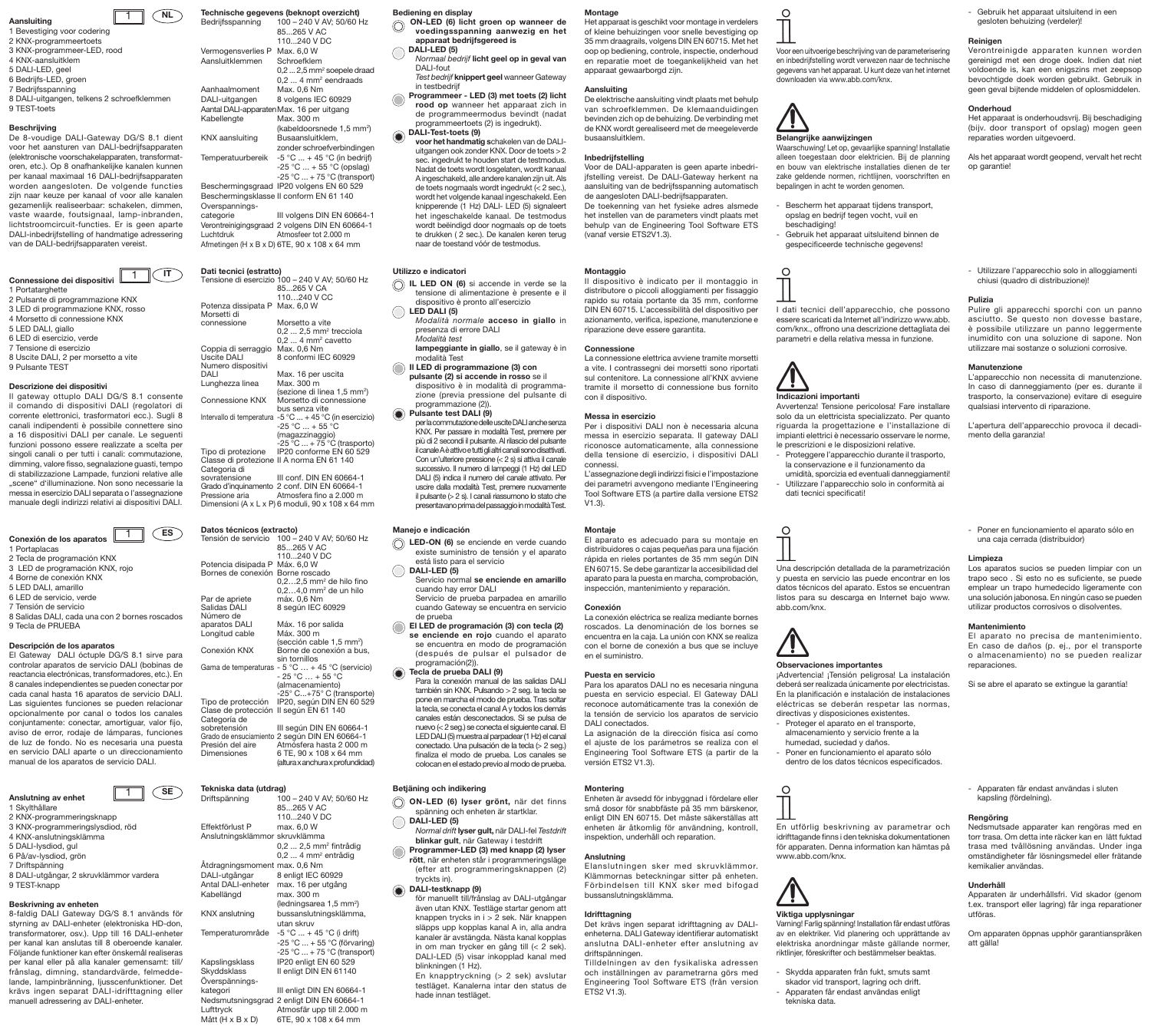## Aansluiting

1 Bevestiging voor codering
2 KNX-programmeertoets
3 KNX-programmeer-LED, rood
4 KNX-aansluitklem
5 DALI-LED, geel
6 Bedrijfs-LED, groen
7 Bedrijfsspanning
8 DALI-uitgangen, telkens 2 schroefklemmen
9 TEST-toets

### Beschrijving

De 8-voudige DALI-Gateway DG/S 8.1 dient voor het aansturen van DALI-bedrijfsapparaten (elektronische voorschakelapparaten, transformatoren, etc.). Op 8 onafhankelijke kanalen kunnen per kanaal maximaal 16 DALI-bedrijfsapparaten worden aangesloten. De volgende functies zijn naar keuze per kanaal of voor alle kanalen gezamenlijk realiseerbaar: schakelen, dimmen, vaste waarde, foutsignaal, lamp-inbranden, lichtstroomcircuit-functies. Er is geen aparte DALI-inbedrijfstelling of handmatige adressering van de DALI-bedrijfsapparaten vereist.

### Technische gegevens (beknopt overzicht)

| | |
|---|---|
| Bedrijfsspanning | 100 – 240 V AV; 50/60 Hz<br>85...265 V AC<br>110...240 V DC |
| Vermogensverlies P | Max. 6,0 W |
| Aansluitklemmen | Schroefklem<br>0,2 ... 2,5 mm² soepele draad<br>0,2 ... 4 mm² eendraads |
| Aanhaalmoment | Max. 0,6 Nm |
| DALI-uitgangen | 8 volgens IEC 60929 |
| Aantal DALI-apparaten | Max. 16 per uitgang |
| Kabellengte | Max. 300 m<br>(kabeldoorsnede 1,5 mm²) |
| KNX aansluiting | Busaansluitklem,<br>zonder schroefverbindingen |
| Temperatuurbereik | -5 °C ... + 45 °C (in bedrijf)<br>-25 °C ... + 55 °C (opslag)<br>-25 °C ... + 75 °C (transport) |
| Beschermingsgraad | IP20 volgens EN 60 529 |
| Beschermingsklasse | II conform EN 61 140 |
| Overspannings-categorie | III volgens DIN EN 60664-1 |
| Verontreinigingsgraad | 2 volgens DIN EN 60664-1 |
| Luchtdruk | Atmosfeer tot 2.000 m |
| Afmetingen (H x B x D) | 6TE, 90 x 108 x 64 mm |

### Bediening en display

- **ON-LED (6) licht groen op wanneer de voedingsspanning aanwezig en het apparaat bedrijfsgereed is**
- **DALI-LED (5)**
  *Normaal bedrijf* **licht geel op in geval van** DALI-fout
  *Test bedrijf* **knippert geel** wanneer Gateway in testbedrijf
- **Programmeer - LED (3) met toets (2) licht rood op** wanneer het apparaat zich in de programmeermodus bevindt (nadat programmeertoets (2) is ingedrukt).
- **DALI-Test-toets (9)**
  **voor het handmatig s**chakelen van de DALI-uitgangen ook zonder KNX. Door de toets > 2 sec. ingedrukt te houden start de testmodus. Nadat de toets wordt losgelaten, wordt kanaal A ingeschakeld, alle andere kanalen zijn uit. Als de toets nogmaals wordt ingedrukt (< 2 sec.), wordt het volgende kanaal ingeschakeld. Een knipperende (1 Hz) DALI- LED (5) signaleert het ingeschakelde kanaal. De testmodus wordt beëindigd door nogmaals op de toets te drukken ( 2 sec.). De kanalen keren terug naar de toestand vóór de testmodus.

### Montage

Het apparaat is geschikt voor montage in verdelers of kleine behuizingen voor snelle bevestiging op 35 mm draagrails, volgens DIN EN 60715. Het het oop op bediening, controle, inspectie, onderhoud en reparatie moet de toegankelijkheid van het apparaat gewaarborgd zijn.

### Aansluiting

De elektrische aansluiting vindt plaats met behulp van schroefklemmen. De klemaanduidingen bevinden zich op de behuizing. De verbinding met de KNX wordt gerealiseerd met de meegeleverde busaansluitklem.

### Inbedrijfstelling

Voor de DALI-apparaten is geen aparte inbedrijfstelling vereist. De DALI-Gateway herkent na aansluiting van de bedrijfsspanning automatisch de aangesloten DALI-bedrijfsapparaten.
De toekenning van het fysieke adres alsmede het instellen van de parameters vindt plaats met behulp van de Engineering Tool Software ETS (vanaf versie ETS2V1.3).

Voor een uitvoerige beschrijving van de parameterisering en inbedrijfstelling wordt verwezen naar de technische gegevens van het apparaat. U kunt deze van het internet downloaden via www.abb.com/knx.

### Belangrijke aanwijzingen

Waarschuwing! Let op, gevaarlijke spanning! Installatie alleen toegestaan door elektricien. Bij de planning en bouw van elektrische installaties dienen de ter zake geldende normen, richtlijnen, voorschriften en bepalingen in acht te worden genomen.

- Bescherm het apparaat tijdens transport, opslag en bedrijf tegen vocht, vuil en beschadiging!
- Gebruik het apparaat uitsluitend binnen de gespecificeerde technische gegevens!
- Gebruik het apparaat uitsluitend in een gesloten behuizing (verdeler)!

### Reinigen

Verontreinigde apparaten kunnen worden gereinigd met een droge doek. Indien dat niet voldoende is, kan een enigszins met zeepsop bevochtigde doek worden gebruikt. Gebruik in geen geval bijtende middelen of oplosmiddelen.

### Onderhoud

Het apparaat is onderhoudsvrij. Bij beschadiging (bijv. door transport of opslag) mogen geen reparaties worden uitgevoerd.

Als het apparaat wordt geopend, vervalt het recht op garantie!

## Connessione dei dispositivi

1 Portatarghette
2 Pulsante di programmazione KNX
3 LED di programmazione KNX, rosso
4 Morsetto di connessione KNX
5 LED DALI, giallo
6 LED di esercizio, verde
7 Tensione di esercizio
8 Uscite DALI, 2 per morsetto a vite
9 Pulsante TEST

### Descrizione dei dispositivi

Il gateway ottuplo DALI DG/S 8.1 consente il comando di dispositivi DALI (regolatori di corrente elettronici, trasformatori ecc.). Sugli 8 canali indipendenti è possibile connettere sino a 16 dispositivi DALI per canale. Le seguenti funzioni possono essere realizzate a scelta per singoli canali o per tutti i canali: commutazione, dimming, valore fisso, segnalazione guasti, tempo di stabilizzazione Lampade, funzioni relative alle „scene" d'illuminazione. Non sono necessarie la messa in esercizio DALI separata o l'assegnazione manuale degli indirizzi relativi ai dispositivi DALI.

### Dati tecnici (estratto)

| | |
|---|---|
| Tensione di esercizio | 100 – 240 V AV; 50/60 Hz<br>85...265 V CA<br>110...240 V CC |
| Potenza dissipata P | Max. 6,0 W |
| Morsetti di connessione | Morsetto a vite<br>0,2 ... 2,5 mm² trecciola<br>0,2 ... 4 mm² cavetto |
| Coppia di serraggio | Max. 0,6 Nm |
| Uscite DALI | 8 conformi IEC 60929 |
| Numero dispositivi DALI | Max. 16 per uscita |
| Lunghezza linea | Max. 300 m<br>(sezione di linea 1,5 mm²) |
| Connessione KNX | Morsetto di connessione bus senza vite |
| Intervallo di temperatura | -5 °C ... + 45 °C (in esercizio)<br>-25 °C ... + 55 °C (magazzinaggio)<br>-25 °C ... + 75 °C (trasporto) |
| Tipo di protezione | IP20 conforme EN 60 529 |
| Classe di protezione | II A norma EN 61 140 |
| Categoria di sovratensione | III conf. DIN EN 60664-1 |
| Grado d'inquinamento | 2 conf. DIN EN 60664-1 |
| Pressione aria | Atmosfera fino a 2.000 m |
| Dimensioni (A x L x P) | 6 moduli, 90 x 108 x 64 mm |

### Utilizzo e indicatori

- **IL LED ON (6)** si accende in verde se la tensione di alimentazione è presente e il dispositivo è pronto all'esercizio
- **LED DALI (5)**
  *Modalità normale* **acceso in giallo** in presenza di errore DALI
  *Modalità test*
  **lampeggiante in giallo**, se il gateway è in modalità Test
- **Il LED di programmazione (3) con pulsante (2) si accende in rosso** se il dispositivo è in modalità di programmazione (previa pressione del pulsante di programmazione (2)).
- **Pulsante test DALI (9)**
  per la commutazione delle uscite DALI anche senza KNX. Per passare in modalità Test, premere per più di 2 secondi il pulsante. Al rilascio del pulsante il canale A è attivo e tutti gli altri canali sono disattivati. Con un'ulteriore pressione (< 2 s) si attiva il canale successivo. Il numero di lampeggi (1 Hz) del LED DALI (5) indica il numero del canale attivato. Per uscire dalla modalità Test, premere nuovamente il pulsante (> 2 s). I canali riassumono lo stato che presentavano prima del passaggio in modalità Test.

### Montaggio

Il dispositivo è indicato per il montaggio in distributore o piccoli alloggiamenti per fissaggio rapido su rotaia portante da 35 mm, conforme DIN EN 60715. L'accessibilità del dispositivo per azionamento, verifica, ispezione, manutenzione e riparazione deve essere garantita.

### Connessione

La connessione elettrica avviene tramite morsetti a vite. I contrassegni dei morsetti sono riportati sul contenitore. La connessione all'KNX avviene tramite il morsetto di connessione bus fornito con il dispositivo.

### Messa in esercizio

Per i dispositivi DALI non è necessaria alcuna messa in esercizio separata. Il gateway DALI riconosce automaticamente, alla connessione della tensione di esercizio, i dispositivi DALI connessi.
L'assegnazione degli indirizzi fisici e l'impostazione dei parametri avvengono mediante l'Engineering Tool Software ETS (a partire dalla versione ETS2 V1.3).

I dati tecnici dell'apparecchio, che possono essere scaricati da Internet all'indirizzo www.abb.com/knx., offrono una descrizione dettagliata dei parametri e della relativa messa in funzione.

### Indicazioni importanti

Avvertenza! Tensione pericolosa! Fare installare solo da un elettricista specializzato. Per quanto riguarda la progettazione e l'installazione di impianti elettrici è necessario osservare le norme, le prescrizioni e le disposizioni relative.

- Proteggere l'apparecchio durante il trasporto, la conservazione e il funzionamento da umidità, sporcizia ed eventuali danneggiamenti!
- Utilizzare l'apparecchio solo in conformità ai dati tecnici specificati!
- Utilizzare l'apparecchio solo in alloggiamenti chiusi (quadro di distribuzione)!

### Pulizia

Pulire gli apparecchi sporchi con un panno asciutto. Se questo non dovesse bastare, è possibile utilizzare un panno leggermente inumidito con una soluzione di sapone. Non utilizzare mai sostanze o soluzioni corrosive.

### Manutenzione

L'apparecchio non necessita di manutenzione. In caso di danneggiamento (per es. durante il trasporto, la conservazione) evitare di eseguire qualsiasi intervento di riparazione.

L'apertura dell'apparecchio provoca il decadimento della garanzia!

## Conexión de los aparatos

1 Portaplacas
2 Tecla de programación KNX
3 LED de programación KNX, rojo
4 Borne de conexión KNX
5 LED DALI, amarillo
6 LED de servicio, verde
7 Tensión de servicio
8 Salidas DALI, cada una con 2 bornes roscados
9 Tecla de PRUEBA

### Descripción de los aparatos

El Gateway DALI óctuple DG/S 8.1 sirve para controlar aparatos de servicio DALI (bobinas de reactancia electrónicas, transformadores, etc.). En 8 canales independientes se pueden conectar por cada canal hasta 16 aparatos de servicio DALI. Las siguientes funciones se pueden relacionar opcionalmente por canal o todos los canales conjuntamente: conectar, amortiguar, valor fijo, aviso de error, rodaje de lámparas, funciones de luz de fondo. No es necesaria una puesta en servicio DALI aparte o un direccionamiento manual de los aparatos de servicio DALI.

### Datos técnicos (extracto)

| | |
|---|---|
| Tensión de servicio | 100 – 240 V AV; 50/60 Hz<br>85...265 V AC<br>110...240 V DC |
| Potencia disipada P | Máx. 6,0 W |
| Bornes de conexión | Borne roscado<br>0,2...2,5 mm² de hilo fino<br>0,2...4,0 mm² de un hilo |
| Par de apriete | máx. 0,6 Nm |
| Salidas DALI | 8 según IEC 60929 |
| Número de aparatos DALI | Máx. 16 por salida |
| Longitud cable | Máx. 300 m<br>(sección cable 1,5 mm²) |
| Conexión KNX | Borne de conexión a bus, sin tornillos |
| Gama de temperaturas | - 5 °C ... + 45 °C (servicio)<br>- 25 °C ... + 55 °C (almacenamiento)<br>-25° C...+75° C (transporte) |
| Tipo de protección | IP20, según DIN EN 60 529 |
| Clase de protección | II según EN 61 140 |
| Categoría de sobretensión | III según DIN EN 60664-1 |
| Grado de ensuciamiento | 2 según DIN EN 60664-1 |
| Presión del aire | Atmósfera hasta 2 000 m |
| Dimensiones | 6 TE, 90 x 108 x 64 mm<br>(altura x anchura x profundidad) |

### Manejo e indicación

- **LED-ON (6)** se enciende en verde cuando existe suministro de tensión y el aparato está listo para el servicio
- **DALI-LED (5)**
  Servicio normal **se enciende en amarillo** cuando hay error DALI
  Servicio de prueba parpadea en amarillo cuando Gateway se encuentra en servicio de prueba
- **El LED de programación (3) con tecla (2) se enciende en rojo** cuando el aparato se encuentra en modo de programación (después de pulsar el pulsador de programación(2)).
- **Tecla de prueba DALI (9)**
  Para la conexión manual de las salidas DALI también sin KNX. Pulsando > 2 seg. la tecla se pone en marcha el modo de prueba. Tras soltar la tecla, se conecta el canal A y todos los demás canales están desconectados. Si se pulsa de nuevo (< 2 seg.) se conecta el siguiente canal. El LED DALI (5) muestra al parpadear (1 Hz) el canal conectado. Una pulsación de la tecla (> 2 seg.) finaliza el modo de prueba. Los canales se colocan en el estado previo al modo de prueba.

### Montaje

El aparato es adecuado para su montaje en distribuidores o cajas pequeñas para una fijación rápida en rieles portantes de 35 mm según DIN EN 60715. Se debe garantizar la accesibilidad del aparato para la puesta en marcha, comprobación, inspección, mantenimiento y reparación.

### Conexión

La conexión eléctrica se realiza mediante bornes roscados. La denominación de los bornes se encuentra en la caja. La unión con KNX se realiza con el borne de conexión a bus que se incluye en el suministro.

### Puesta en servicio

Para los aparatos DALI no es necesaria ninguna puesta en servicio especial. El Gateway DALI reconoce automáticamente tras la conexión de la tensión de servicio los aparatos de servicio DALI conectados.
La asignación de la dirección física así como el ajuste de los parámetros se realiza con el Engineering Tool Software ETS (a partir de la versión ETS2 V1.3).

Una descripción detallada de la parametrización y puesta en servicio las puede encontrar en los datos técnicos del aparato. Estos se encuentran listos para su descarga en Internet bajo www.abb.com/knx.

### Observaciones importantes

¡Advertencia! ¡Tensión peligrosa! La instalación deberá ser realizada únicamente por electricistas. En la planificación e instalación de instalaciones eléctricas se deberán respetar las normas, directivas y disposiciones existentes.

- Proteger el aparato en el transporte, almacenamiento y servicio frente a la humedad, suciedad y daños.
- Poner en funcionamiento el aparato sólo dentro de los datos técnicos especificados.
- Poner en funcionamiento el aparato sólo en una caja cerrada (distribuidor)

### Limpieza

Los aparatos sucios se pueden limpiar con un trapo seco . Si esto no es suficiente, se puede emplear un trapo humedecido ligeramente con una solución jabonosa. En ningún caso se pueden utilizar productos corrosivos o disolventes.

### Mantenimiento

El aparato no precisa de mantenimiento. En caso de daños (p. ej., por el transporte o almacenamiento) no se pueden realizar reparaciones.

Si se abre el aparato se extingue la garantía!

## Anslutning av enhet

1 Skylthållare
2 KNX-programmeringsknapp
3 KNX-programmeringslysdiod, röd
4 KNX-anslutningsklämma
5 DALI-lysdiod, gul
6 På/av-lysdiod, grön
7 Driftspänning
8 DALI-utgångar, 2 skruvklämmor vardera
9 TEST-knapp

### Beskrivning av enheten

8-faldig DALI Gateway DG/S 8.1 används för styrning av DALI-enheter (elektroniska HD-don, transformatorer, osv.). Upp till 16 DALI-enheter per kanal kan anslutas till 8 oberoende kanaler. Följande funktioner kan efter önskemål realiseras per kanal eller på alla kanaler gemensamt: till/frånslag, dimning, standardvärde, felmeddelande, lampinbränning, ljusscenfunktioner. Det krävs ingen separat DALI-idrifttagning eller manuell adressering av DALI-enheter.

### Tekniska data (utdrag)

| | |
|---|---|
| Driftspänning | 100 – 240 V AV; 50/60 Hz<br>85...265 V AC<br>110...240 V DC |
| Effektförlust P | max. 6,0 W |
| Anslutningsklämmor | skruvklämma<br>0,2 ... 2,5 mm² fintrådig<br>0,2 ... 4 mm² entrådig |
| Åtdragningsmoment | max. 0,6 Nm |
| DALI-utgångar | 8 enligt IEC 60929 |
| Antal DALI-enheter | max. 16 per utgång |
| Kabellängd | max. 300 m<br>(ledningsarea 1,5 mm²) |
| KNX anslutning | bussanslutningsklämma, utan skruv |
| Temperaturområde | -5 °C ... + 45 °C (i drift)<br>-25 °C ... + 55 °C (förvaring)<br>-25 °C ... + 75 °C (transport) |
| Kapslingsklass | IP20 enligt EN 60 529 |
| Skyddsklass | II enligt DIN EN 61140 |
| Överspännings-kategori | III enligt DIN EN 60664-1 |
| Nedsmutsningsgrad | 2 enligt DIN EN 60664-1 |
| Lufttryck | Atmosfär upp till 2.000 m |
| Mått (H x B x D) | 6TE, 90 x 108 x 64 mm |

### Betjäning och indikering

- **ON-LED (6) lyser grönt,** när det finns spänning och enheten är startklar.
- **DALI-LED (5)**
  *Normal drift* **lyser gult,** när DALI-fel *Testdrift* **blinkar gult**, när Gateway i testdrift
- **Programmer-LED (3) med knapp (2) lyser rött**, när enheten står i programmeringsläge (efter att programmeringsknappen (2) tryckts in).
- **DALI-testknapp (9)**
  för manuellt till/frånslag av DALI-utgångar även utan KNX. Testläge startar genom att knappen trycks in i > 2 sek. När knappen släpps upp kopplas kanal A in, alla andra kanaler är avstängda. Nästa kanal kopplas in om man trycker en gång till (< 2 sek). DALI-LED (5) visar inkopplad kanal med blinkningen (1 Hz).
  En knapptryckning (> 2 sek) avslutar testläget. Kanalerna intar den status de hade innan testläget.

### Montering

Enheten är avsedd för inbyggnad i fördelare eller små dosor för snabbfäste på 35 mm bärskenor, enligt DIN EN 60715. Det måste säkerställas att enheten är åtkomlig för användning, kontroll, inspektion, underhåll och reparation.

### Anslutning

Elanslutningen sker med skruvklämmor. Klämmornas beteckningar sitter på enheten. Förbindelsen till KNX sker med bifogad bussanslutningsklämma.

### Idrifttagning

Det krävs ingen separat idrifttagning av DALI-enheterna. DALI Gateway identifierar automatiskt anslutna DALI-enheter efter anslutning av driftspänningen.
Tilldelningen av den fysikaliska adressen och inställningen av parametrarna görs med Engineering Tool Software ETS (från version ETS2 V1.3).

En utförlig beskrivning av parametrar och idrifttagning finns i den tekniska dokumentationen för apparaten. Denna information kan hämtas på www.abb.com/knx.

### Viktiga upplysningar

Varning! Farlig spänning! Installation får endast utföras av en elektriker. Vid planering och upprättande av elektriska anordningar måste gällande normer, riktlinjer, föreskrifter och bestämmelser beaktas.

- Skydda apparaten från fukt, smuts samt skador vid transport, lagring och drift.
- Apparaten får endast användas enligt tekniska data.
- Apparaten får endast användas i sluten kapsling (fördelning).

### Rengöring

Nedsmutsade apparater kan rengöras med en torr trasa. Om detta inte räcker kan en lätt fuktad trasa med tvållösning användas. Under inga omständigheter får lösningsmedel eller frätande kemikalier användas.

### Underhåll

Apparaten är underhållsfri. Vid skador (genom t.ex. transport eller lagring) får inga reparationer utföras.

Om apparaten öppnas upphör garantianspråken att gälla!